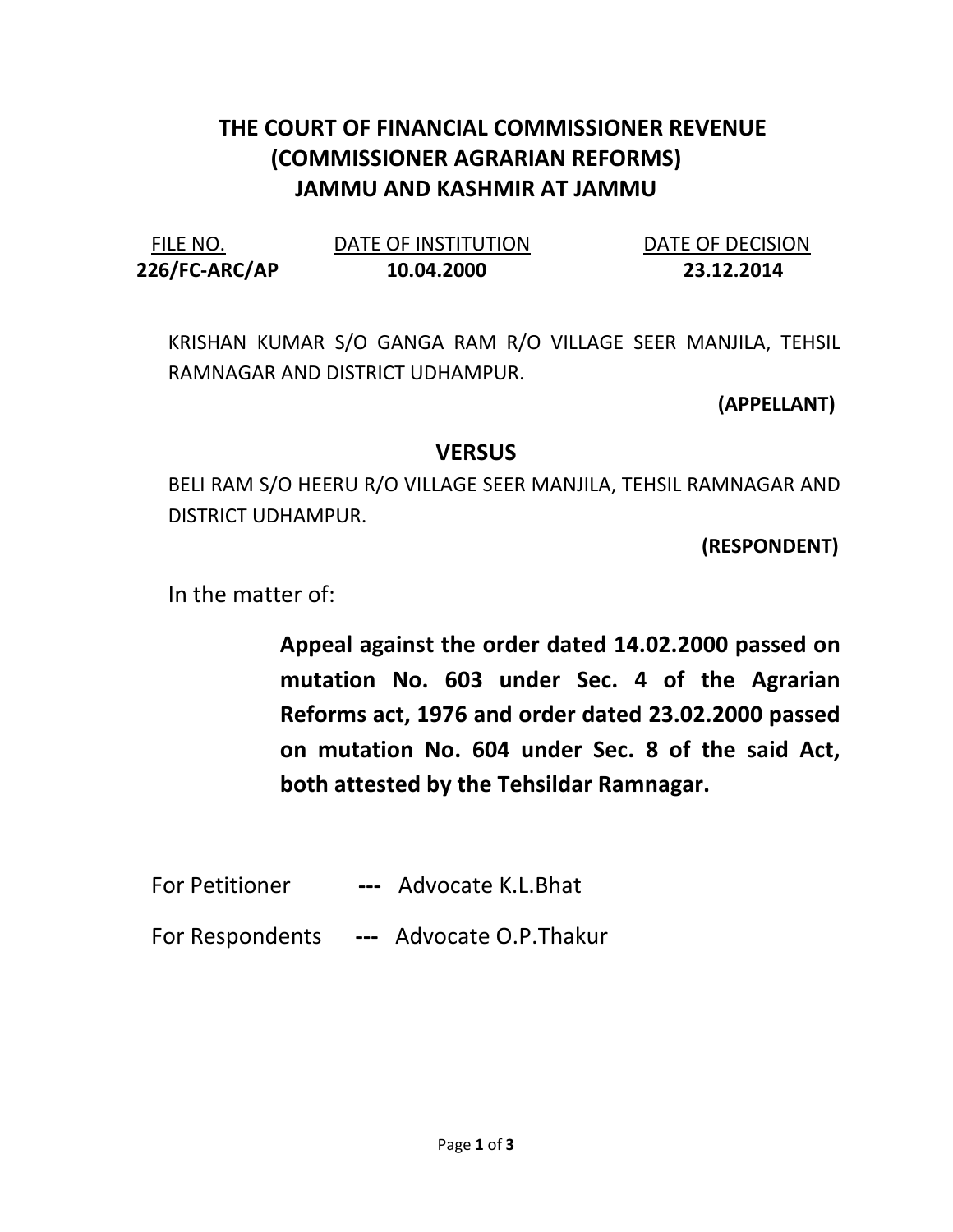# THE COURT OF FINANCIAL COMMISSIONER REVENUE (COMMISSIONER AGRARIAN REFORMS) JAMMU AND KASHMIR AT JAMMU

| FILE NO. | DATE OF INSTITUTION | DATE OF DECISION |
| --- | --- | --- |
| **226/FC-ARC/AP** | **10.04.2000** | **23.12.2014** |

KRISHAN KUMAR S/O GANGA RAM R/O VILLAGE SEER MANJILA, TEHSIL RAMNAGAR AND DISTRICT UDHAMPUR.

**(APPELLANT)**

**VERSUS**

BELI RAM S/O HEERU R/O VILLAGE SEER MANJILA, TEHSIL RAMNAGAR AND DISTRICT UDHAMPUR.

**(RESPONDENT)**

In the matter of:

**Appeal against the order dated 14.02.2000 passed on mutation No. 603 under Sec. 4 of the Agrarian Reforms act, 1976 and order dated 23.02.2000 passed on mutation No. 604 under Sec. 8 of the said Act, both attested by the Tehsildar Ramnagar.**

For Petitioner --- Advocate K.L.Bhat

For Respondents --- Advocate O.P.Thakur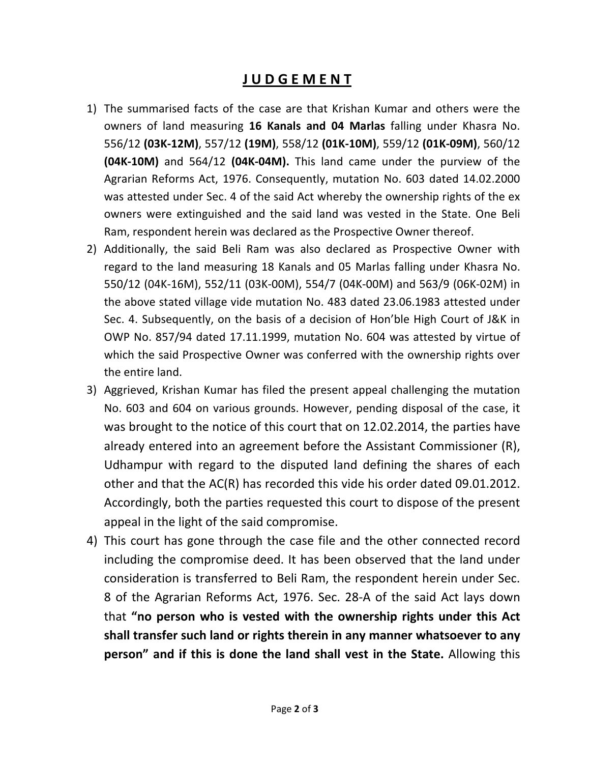# **JUDGEMENT**

1) The summarised facts of the case are that Krishan Kumar and others were the owners of land measuring **16 Kanals and 04 Marlas** falling under Khasra No. 556/12 **(03K-12M)**, 557/12 **(19M)**, 558/12 **(01K-10M)**, 559/12 **(01K-09M)**, 560/12 **(04K-10M)** and 564/12 **(04K-04M).** This land came under the purview of the Agrarian Reforms Act, 1976. Consequently, mutation No. 603 dated 14.02.2000 was attested under Sec. 4 of the said Act whereby the ownership rights of the ex owners were extinguished and the said land was vested in the State. One Beli Ram, respondent herein was declared as the Prospective Owner thereof.
2) Additionally, the said Beli Ram was also declared as Prospective Owner with regard to the land measuring 18 Kanals and 05 Marlas falling under Khasra No. 550/12 (04K-16M), 552/11 (03K-00M), 554/7 (04K-00M) and 563/9 (06K-02M) in the above stated village vide mutation No. 483 dated 23.06.1983 attested under Sec. 4. Subsequently, on the basis of a decision of Hon'ble High Court of J&K in OWP No. 857/94 dated 17.11.1999, mutation No. 604 was attested by virtue of which the said Prospective Owner was conferred with the ownership rights over the entire land.
3) Aggrieved, Krishan Kumar has filed the present appeal challenging the mutation No. 603 and 604 on various grounds. However, pending disposal of the case, it was brought to the notice of this court that on 12.02.2014, the parties have already entered into an agreement before the Assistant Commissioner (R), Udhampur with regard to the disputed land defining the shares of each other and that the AC(R) has recorded this vide his order dated 09.01.2012. Accordingly, both the parties requested this court to dispose of the present appeal in the light of the said compromise.
4) This court has gone through the case file and the other connected record including the compromise deed. It has been observed that the land under consideration is transferred to Beli Ram, the respondent herein under Sec. 8 of the Agrarian Reforms Act, 1976. Sec. 28-A of the said Act lays down that **"no person who is vested with the ownership rights under this Act shall transfer such land or rights therein in any manner whatsoever to any person" and if this is done the land shall vest in the State.** Allowing this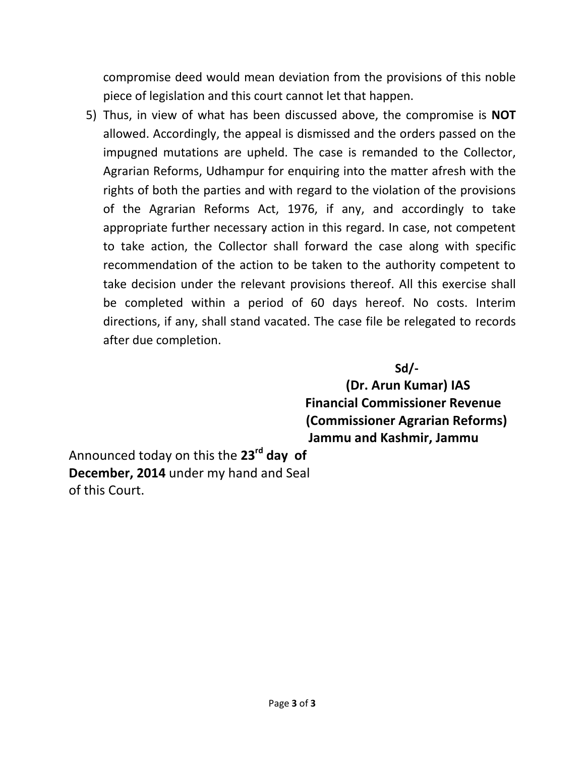compromise deed would mean deviation from the provisions of this noble piece of legislation and this court cannot let that happen.

5) Thus, in view of what has been discussed above, the compromise is **NOT** allowed. Accordingly, the appeal is dismissed and the orders passed on the impugned mutations are upheld. The case is remanded to the Collector, Agrarian Reforms, Udhampur for enquiring into the matter afresh with the rights of both the parties and with regard to the violation of the provisions of the Agrarian Reforms Act, 1976, if any, and accordingly to take appropriate further necessary action in this regard. In case, not competent to take action, the Collector shall forward the case along with specific recommendation of the action to be taken to the authority competent to take decision under the relevant provisions thereof. All this exercise shall be completed within a period of 60 days hereof. No costs. Interim directions, if any, shall stand vacated. The case file be relegated to records after due completion.

**Sd/-**

**(Dr. Arun Kumar) IAS**
**Financial Commissioner Revenue**
**(Commissioner Agrarian Reforms)**
**Jammu and Kashmir, Jammu**

Announced today on this the **23rd day of December, 2014** under my hand and Seal of this Court.